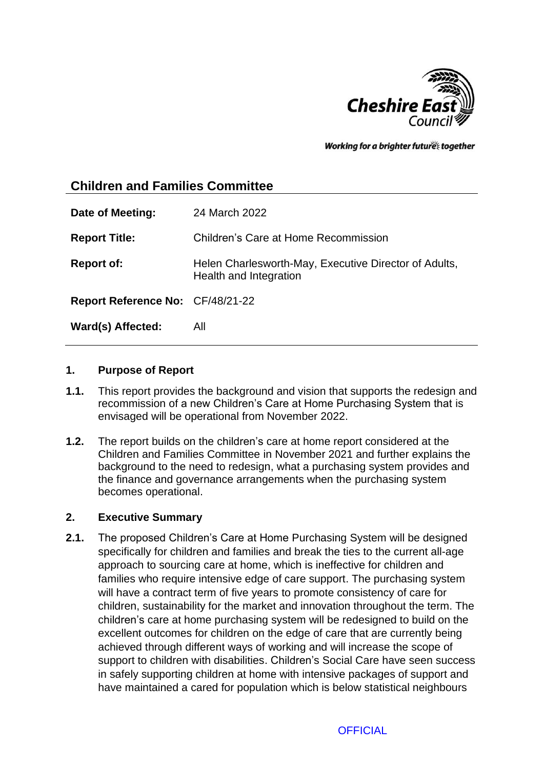## Children and Families Committee

| | |
|---|---|
| **Date of Meeting:** | 24 March 2022 |
| **Report Title:** | Children's Care at Home Recommission |
| **Report of:** | Helen Charlesworth-May, Executive Director of Adults, Health and Integration |
| **Report Reference No:** | CF/48/21-22 |
| **Ward(s) Affected:** | All |

### 1. Purpose of Report

**1.1.** This report provides the background and vision that supports the redesign and recommission of a new Children's Care at Home Purchasing System that is envisaged will be operational from November 2022.

**1.2.** The report builds on the children's care at home report considered at the Children and Families Committee in November 2021 and further explains the background to the need to redesign, what a purchasing system provides and the finance and governance arrangements when the purchasing system becomes operational.

### 2. Executive Summary

**2.1.** The proposed Children's Care at Home Purchasing System will be designed specifically for children and families and break the ties to the current all-age approach to sourcing care at home, which is ineffective for children and families who require intensive edge of care support. The purchasing system will have a contract term of five years to promote consistency of care for children, sustainability for the market and innovation throughout the term. The children's care at home purchasing system will be redesigned to build on the excellent outcomes for children on the edge of care that are currently being achieved through different ways of working and will increase the scope of support to children with disabilities. Children's Social Care have seen success in safely supporting children at home with intensive packages of support and have maintained a cared for population which is below statistical neighbours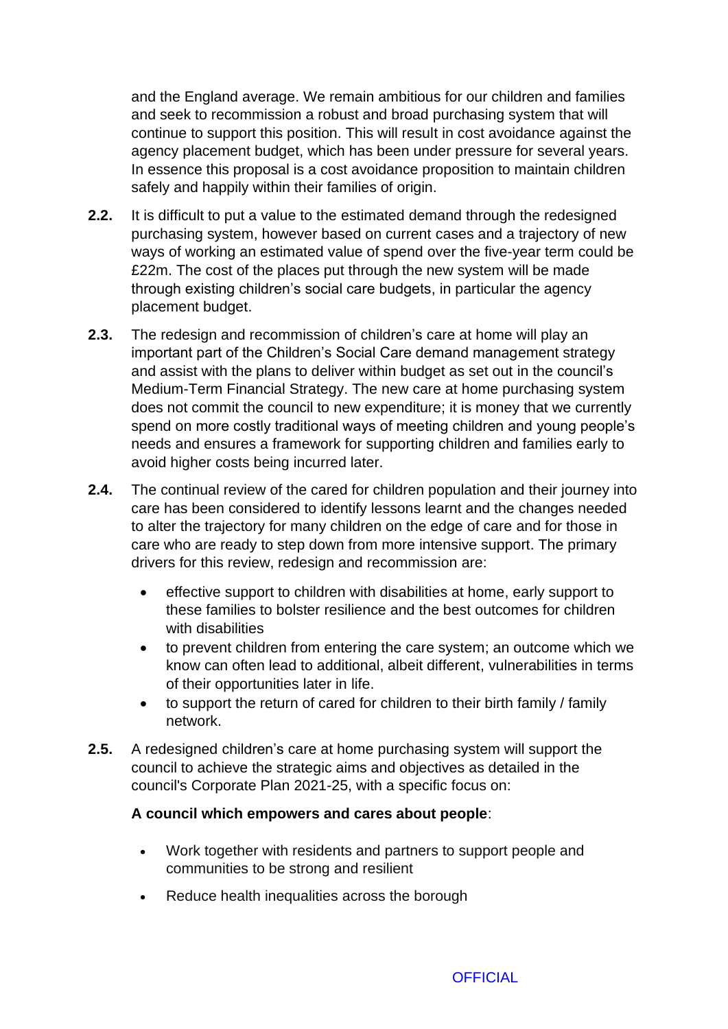and the England average. We remain ambitious for our children and families and seek to recommission a robust and broad purchasing system that will continue to support this position. This will result in cost avoidance against the agency placement budget, which has been under pressure for several years. In essence this proposal is a cost avoidance proposition to maintain children safely and happily within their families of origin.

**2.2.** It is difficult to put a value to the estimated demand through the redesigned purchasing system, however based on current cases and a trajectory of new ways of working an estimated value of spend over the five-year term could be £22m. The cost of the places put through the new system will be made through existing children's social care budgets, in particular the agency placement budget.

**2.3.** The redesign and recommission of children's care at home will play an important part of the Children's Social Care demand management strategy and assist with the plans to deliver within budget as set out in the council's Medium-Term Financial Strategy. The new care at home purchasing system does not commit the council to new expenditure; it is money that we currently spend on more costly traditional ways of meeting children and young people's needs and ensures a framework for supporting children and families early to avoid higher costs being incurred later.

**2.4.** The continual review of the cared for children population and their journey into care has been considered to identify lessons learnt and the changes needed to alter the trajectory for many children on the edge of care and for those in care who are ready to step down from more intensive support. The primary drivers for this review, redesign and recommission are:

- effective support to children with disabilities at home, early support to these families to bolster resilience and the best outcomes for children with disabilities
- to prevent children from entering the care system; an outcome which we know can often lead to additional, albeit different, vulnerabilities in terms of their opportunities later in life.
- to support the return of cared for children to their birth family / family network.

**2.5.** A redesigned children's care at home purchasing system will support the council to achieve the strategic aims and objectives as detailed in the council's Corporate Plan 2021-25, with a specific focus on:

**A council which empowers and cares about people**:

- Work together with residents and partners to support people and communities to be strong and resilient
- Reduce health inequalities across the borough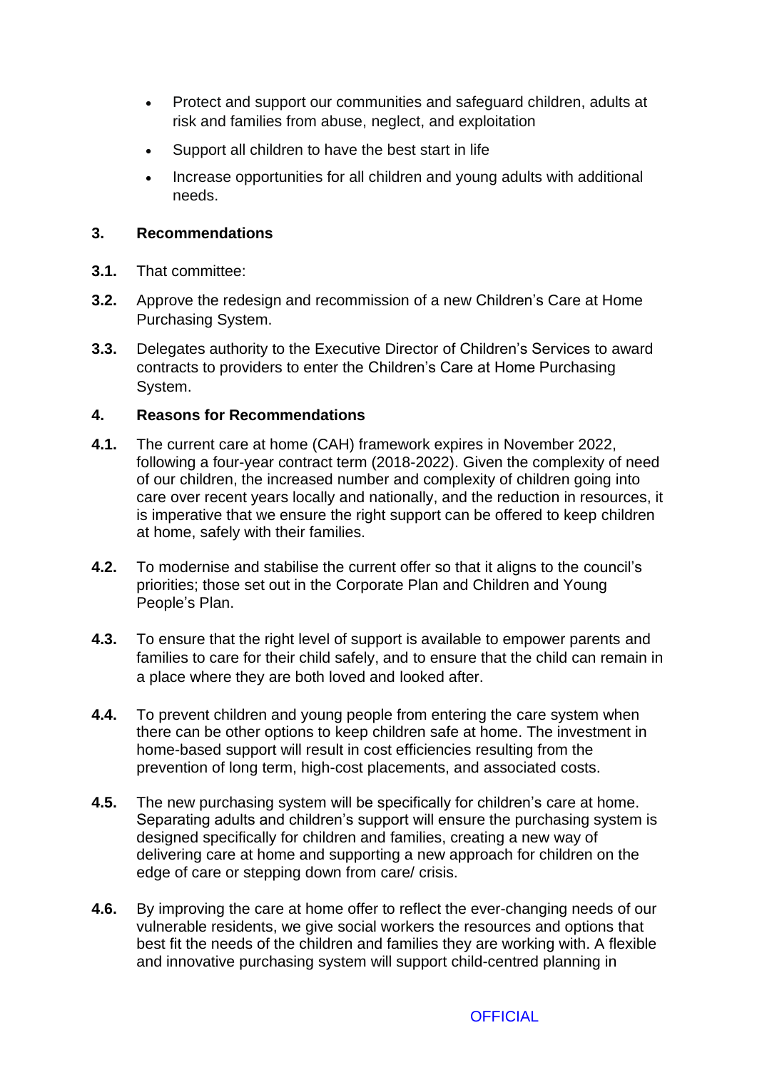- Protect and support our communities and safeguard children, adults at risk and families from abuse, neglect, and exploitation
- Support all children to have the best start in life
- Increase opportunities for all children and young adults with additional needs.

## 3. Recommendations

**3.1.** That committee:

**3.2.** Approve the redesign and recommission of a new Children's Care at Home Purchasing System.

**3.3.** Delegates authority to the Executive Director of Children's Services to award contracts to providers to enter the Children's Care at Home Purchasing System.

## 4. Reasons for Recommendations

**4.1.** The current care at home (CAH) framework expires in November 2022, following a four-year contract term (2018-2022). Given the complexity of need of our children, the increased number and complexity of children going into care over recent years locally and nationally, and the reduction in resources, it is imperative that we ensure the right support can be offered to keep children at home, safely with their families.

**4.2.** To modernise and stabilise the current offer so that it aligns to the council's priorities; those set out in the Corporate Plan and Children and Young People's Plan.

**4.3.** To ensure that the right level of support is available to empower parents and families to care for their child safely, and to ensure that the child can remain in a place where they are both loved and looked after.

**4.4.** To prevent children and young people from entering the care system when there can be other options to keep children safe at home. The investment in home-based support will result in cost efficiencies resulting from the prevention of long term, high-cost placements, and associated costs.

**4.5.** The new purchasing system will be specifically for children's care at home. Separating adults and children's support will ensure the purchasing system is designed specifically for children and families, creating a new way of delivering care at home and supporting a new approach for children on the edge of care or stepping down from care/ crisis.

**4.6.** By improving the care at home offer to reflect the ever-changing needs of our vulnerable residents, we give social workers the resources and options that best fit the needs of the children and families they are working with. A flexible and innovative purchasing system will support child-centred planning in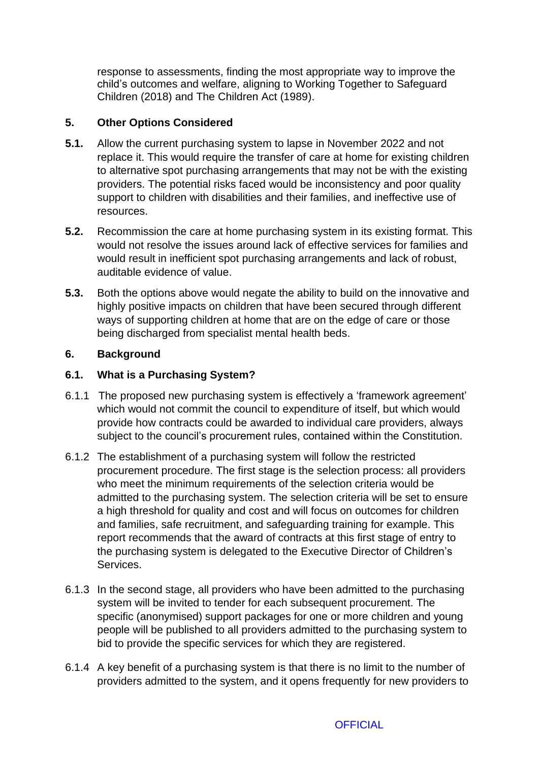response to assessments, finding the most appropriate way to improve the child's outcomes and welfare, aligning to Working Together to Safeguard Children (2018) and The Children Act (1989).

## 5. Other Options Considered

**5.1.** Allow the current purchasing system to lapse in November 2022 and not replace it. This would require the transfer of care at home for existing children to alternative spot purchasing arrangements that may not be with the existing providers. The potential risks faced would be inconsistency and poor quality support to children with disabilities and their families, and ineffective use of resources.

**5.2.** Recommission the care at home purchasing system in its existing format. This would not resolve the issues around lack of effective services for families and would result in inefficient spot purchasing arrangements and lack of robust, auditable evidence of value.

**5.3.** Both the options above would negate the ability to build on the innovative and highly positive impacts on children that have been secured through different ways of supporting children at home that are on the edge of care or those being discharged from specialist mental health beds.

## 6. Background

### 6.1. What is a Purchasing System?

6.1.1 The proposed new purchasing system is effectively a 'framework agreement' which would not commit the council to expenditure of itself, but which would provide how contracts could be awarded to individual care providers, always subject to the council's procurement rules, contained within the Constitution.

6.1.2 The establishment of a purchasing system will follow the restricted procurement procedure. The first stage is the selection process: all providers who meet the minimum requirements of the selection criteria would be admitted to the purchasing system. The selection criteria will be set to ensure a high threshold for quality and cost and will focus on outcomes for children and families, safe recruitment, and safeguarding training for example. This report recommends that the award of contracts at this first stage of entry to the purchasing system is delegated to the Executive Director of Children's Services.

6.1.3 In the second stage, all providers who have been admitted to the purchasing system will be invited to tender for each subsequent procurement. The specific (anonymised) support packages for one or more children and young people will be published to all providers admitted to the purchasing system to bid to provide the specific services for which they are registered.

6.1.4 A key benefit of a purchasing system is that there is no limit to the number of providers admitted to the system, and it opens frequently for new providers to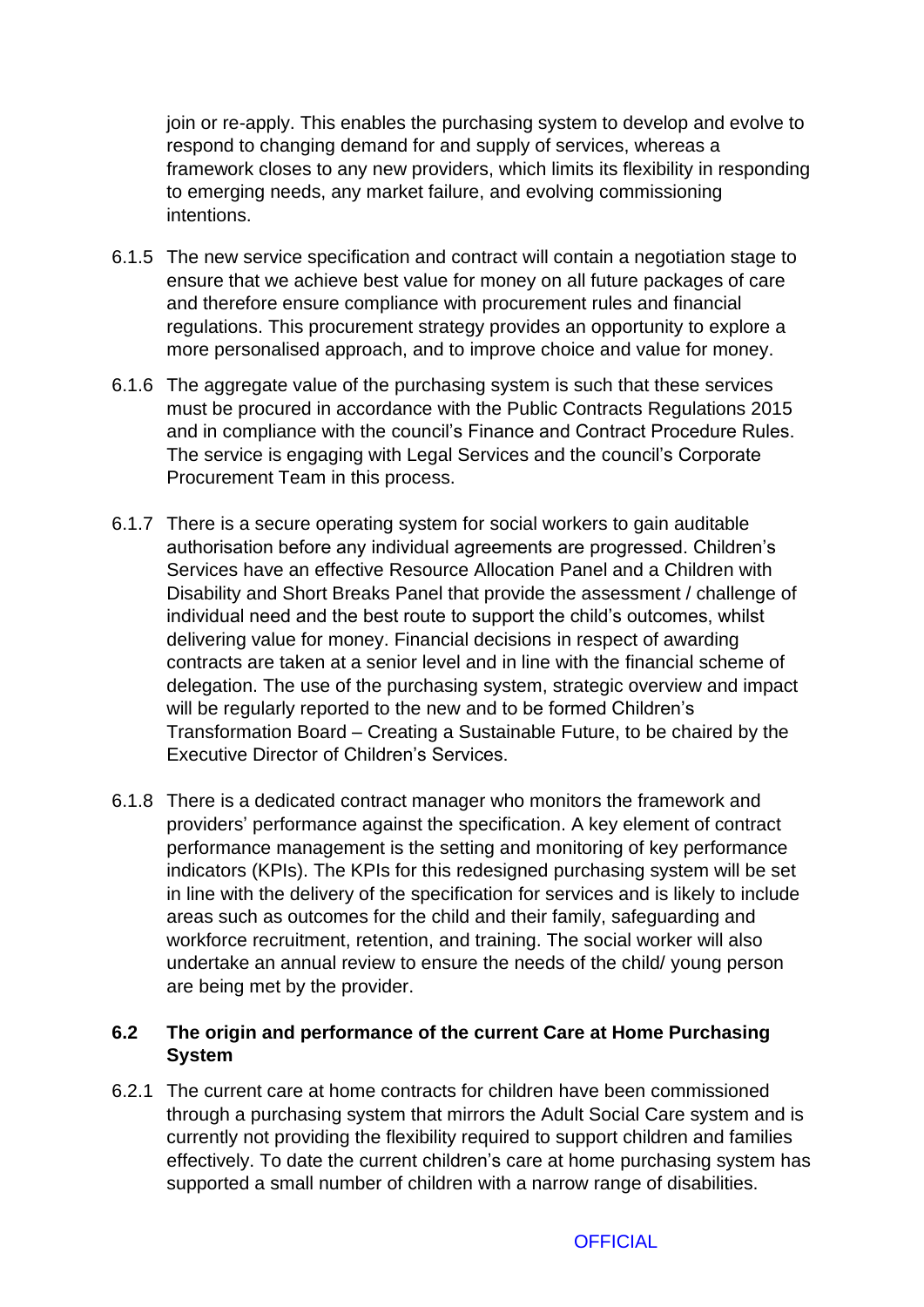join or re-apply. This enables the purchasing system to develop and evolve to respond to changing demand for and supply of services, whereas a framework closes to any new providers, which limits its flexibility in responding to emerging needs, any market failure, and evolving commissioning intentions.

6.1.5 The new service specification and contract will contain a negotiation stage to ensure that we achieve best value for money on all future packages of care and therefore ensure compliance with procurement rules and financial regulations. This procurement strategy provides an opportunity to explore a more personalised approach, and to improve choice and value for money.

6.1.6 The aggregate value of the purchasing system is such that these services must be procured in accordance with the Public Contracts Regulations 2015 and in compliance with the council's Finance and Contract Procedure Rules. The service is engaging with Legal Services and the council's Corporate Procurement Team in this process.

6.1.7 There is a secure operating system for social workers to gain auditable authorisation before any individual agreements are progressed. Children's Services have an effective Resource Allocation Panel and a Children with Disability and Short Breaks Panel that provide the assessment / challenge of individual need and the best route to support the child's outcomes, whilst delivering value for money. Financial decisions in respect of awarding contracts are taken at a senior level and in line with the financial scheme of delegation. The use of the purchasing system, strategic overview and impact will be regularly reported to the new and to be formed Children's Transformation Board – Creating a Sustainable Future, to be chaired by the Executive Director of Children's Services.

6.1.8 There is a dedicated contract manager who monitors the framework and providers' performance against the specification. A key element of contract performance management is the setting and monitoring of key performance indicators (KPIs). The KPIs for this redesigned purchasing system will be set in line with the delivery of the specification for services and is likely to include areas such as outcomes for the child and their family, safeguarding and workforce recruitment, retention, and training. The social worker will also undertake an annual review to ensure the needs of the child/ young person are being met by the provider.

### 6.2 The origin and performance of the current Care at Home Purchasing System

6.2.1 The current care at home contracts for children have been commissioned through a purchasing system that mirrors the Adult Social Care system and is currently not providing the flexibility required to support children and families effectively. To date the current children's care at home purchasing system has supported a small number of children with a narrow range of disabilities.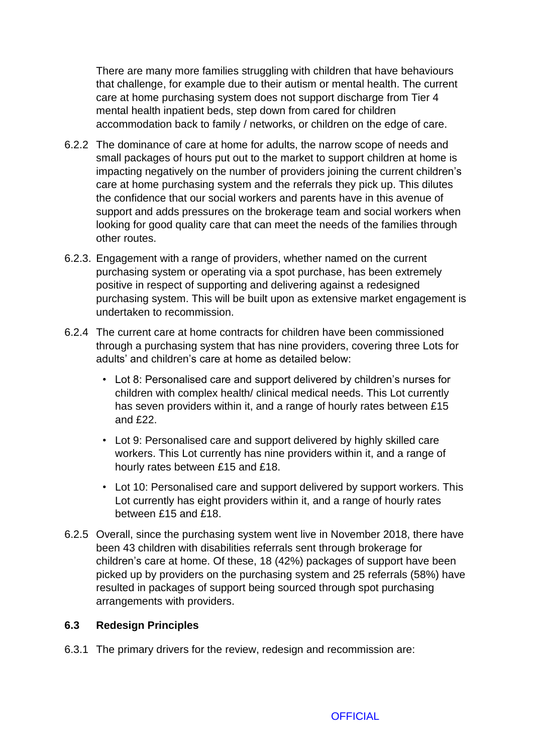There are many more families struggling with children that have behaviours that challenge, for example due to their autism or mental health. The current care at home purchasing system does not support discharge from Tier 4 mental health inpatient beds, step down from cared for children accommodation back to family / networks, or children on the edge of care.

6.2.2 The dominance of care at home for adults, the narrow scope of needs and small packages of hours put out to the market to support children at home is impacting negatively on the number of providers joining the current children's care at home purchasing system and the referrals they pick up. This dilutes the confidence that our social workers and parents have in this avenue of support and adds pressures on the brokerage team and social workers when looking for good quality care that can meet the needs of the families through other routes.

6.2.3. Engagement with a range of providers, whether named on the current purchasing system or operating via a spot purchase, has been extremely positive in respect of supporting and delivering against a redesigned purchasing system. This will be built upon as extensive market engagement is undertaken to recommission.

6.2.4 The current care at home contracts for children have been commissioned through a purchasing system that has nine providers, covering three Lots for adults' and children's care at home as detailed below:

- Lot 8: Personalised care and support delivered by children's nurses for children with complex health/ clinical medical needs. This Lot currently has seven providers within it, and a range of hourly rates between £15 and £22.
- Lot 9: Personalised care and support delivered by highly skilled care workers. This Lot currently has nine providers within it, and a range of hourly rates between £15 and £18.
- Lot 10: Personalised care and support delivered by support workers. This Lot currently has eight providers within it, and a range of hourly rates between £15 and £18.

6.2.5 Overall, since the purchasing system went live in November 2018, there have been 43 children with disabilities referrals sent through brokerage for children's care at home. Of these, 18 (42%) packages of support have been picked up by providers on the purchasing system and 25 referrals (58%) have resulted in packages of support being sourced through spot purchasing arrangements with providers.

### 6.3 Redesign Principles

6.3.1 The primary drivers for the review, redesign and recommission are: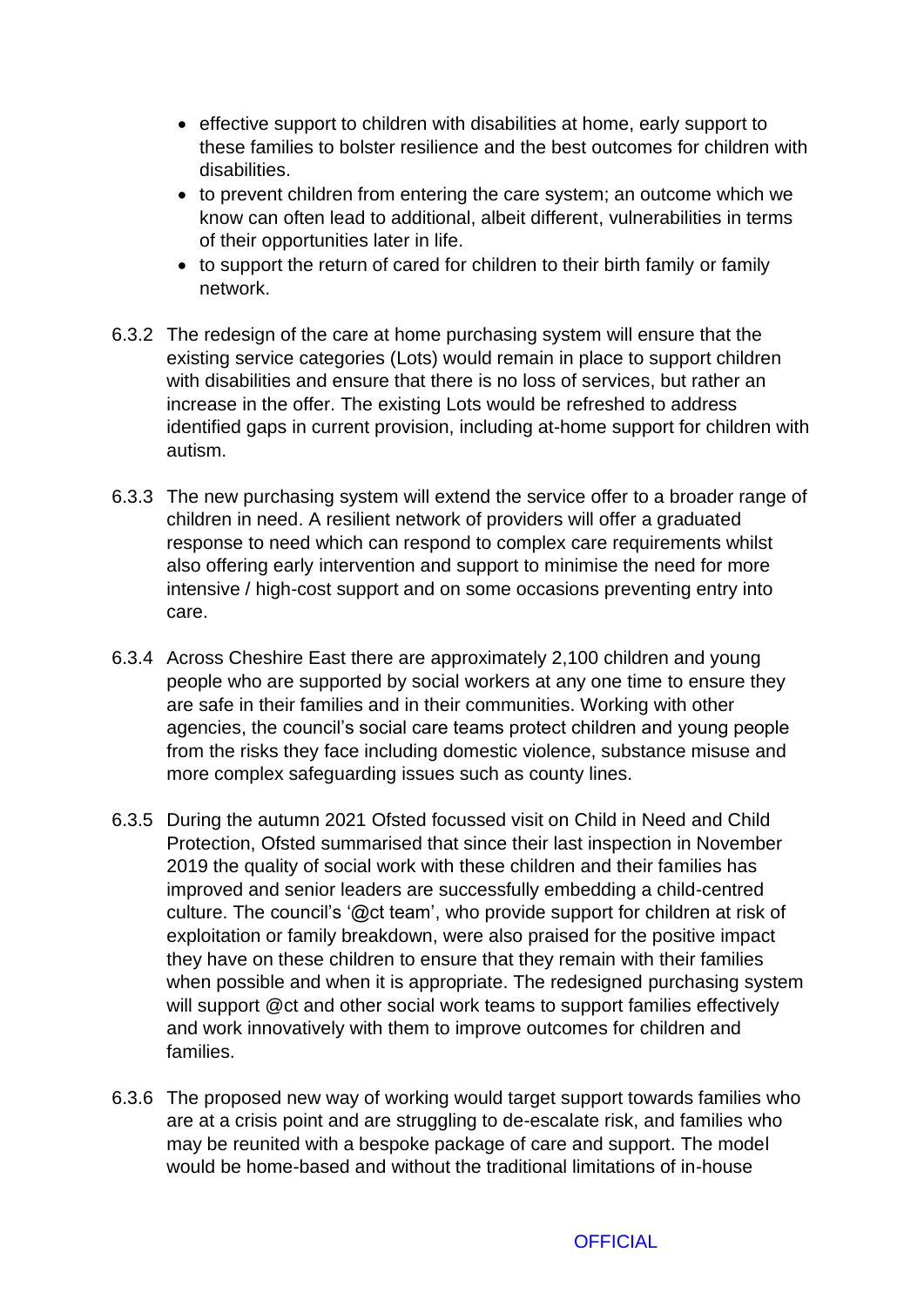- effective support to children with disabilities at home, early support to these families to bolster resilience and the best outcomes for children with disabilities.
- to prevent children from entering the care system; an outcome which we know can often lead to additional, albeit different, vulnerabilities in terms of their opportunities later in life.
- to support the return of cared for children to their birth family or family network.

6.3.2 The redesign of the care at home purchasing system will ensure that the existing service categories (Lots) would remain in place to support children with disabilities and ensure that there is no loss of services, but rather an increase in the offer. The existing Lots would be refreshed to address identified gaps in current provision, including at-home support for children with autism.

6.3.3 The new purchasing system will extend the service offer to a broader range of children in need. A resilient network of providers will offer a graduated response to need which can respond to complex care requirements whilst also offering early intervention and support to minimise the need for more intensive / high-cost support and on some occasions preventing entry into care.

6.3.4 Across Cheshire East there are approximately 2,100 children and young people who are supported by social workers at any one time to ensure they are safe in their families and in their communities. Working with other agencies, the council's social care teams protect children and young people from the risks they face including domestic violence, substance misuse and more complex safeguarding issues such as county lines.

6.3.5 During the autumn 2021 Ofsted focussed visit on Child in Need and Child Protection, Ofsted summarised that since their last inspection in November 2019 the quality of social work with these children and their families has improved and senior leaders are successfully embedding a child-centred culture. The council's '@ct team', who provide support for children at risk of exploitation or family breakdown, were also praised for the positive impact they have on these children to ensure that they remain with their families when possible and when it is appropriate. The redesigned purchasing system will support @ct and other social work teams to support families effectively and work innovatively with them to improve outcomes for children and families.

6.3.6 The proposed new way of working would target support towards families who are at a crisis point and are struggling to de-escalate risk, and families who may be reunited with a bespoke package of care and support. The model would be home-based and without the traditional limitations of in-house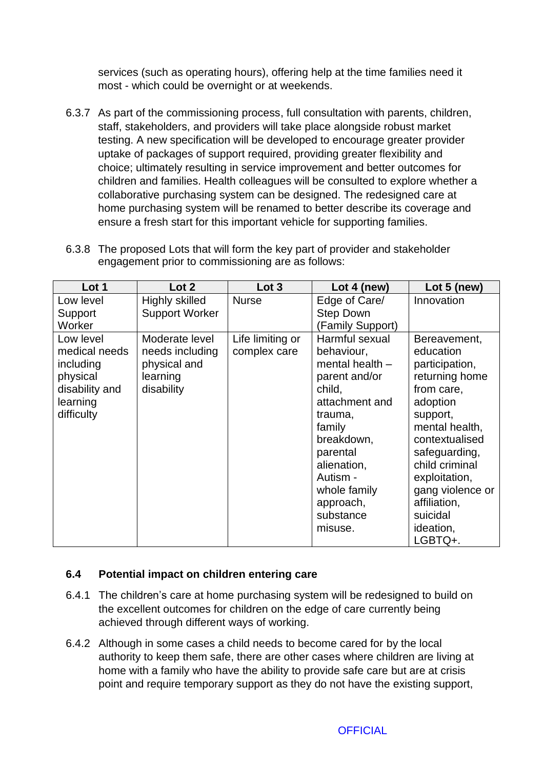services (such as operating hours), offering help at the time families need it most - which could be overnight or at weekends.

6.3.7 As part of the commissioning process, full consultation with parents, children, staff, stakeholders, and providers will take place alongside robust market testing. A new specification will be developed to encourage greater provider uptake of packages of support required, providing greater flexibility and choice; ultimately resulting in service improvement and better outcomes for children and families. Health colleagues will be consulted to explore whether a collaborative purchasing system can be designed. The redesigned care at home purchasing system will be renamed to better describe its coverage and ensure a fresh start for this important vehicle for supporting families.

6.3.8 The proposed Lots that will form the key part of provider and stakeholder engagement prior to commissioning are as follows:

| Lot 1 | Lot 2 | Lot 3 | Lot 4 (new) | Lot 5 (new) |
|---|---|---|---|---|
| Low level Support Worker | Highly skilled Support Worker | Nurse | Edge of Care/ Step Down (Family Support) | Innovation |
| Low level medical needs including physical disability and learning difficulty | Moderate level needs including physical and learning disability | Life limiting or complex care | Harmful sexual behaviour, mental health – parent and/or child, attachment and trauma, family breakdown, parental alienation, Autism - whole family approach, substance misuse. | Bereavement, education participation, returning home from care, adoption support, mental health, contextualised safeguarding, child criminal exploitation, gang violence or affiliation, suicidal ideation, LGBTQ+. |

### 6.4 Potential impact on children entering care

6.4.1 The children's care at home purchasing system will be redesigned to build on the excellent outcomes for children on the edge of care currently being achieved through different ways of working.

6.4.2 Although in some cases a child needs to become cared for by the local authority to keep them safe, there are other cases where children are living at home with a family who have the ability to provide safe care but are at crisis point and require temporary support as they do not have the existing support,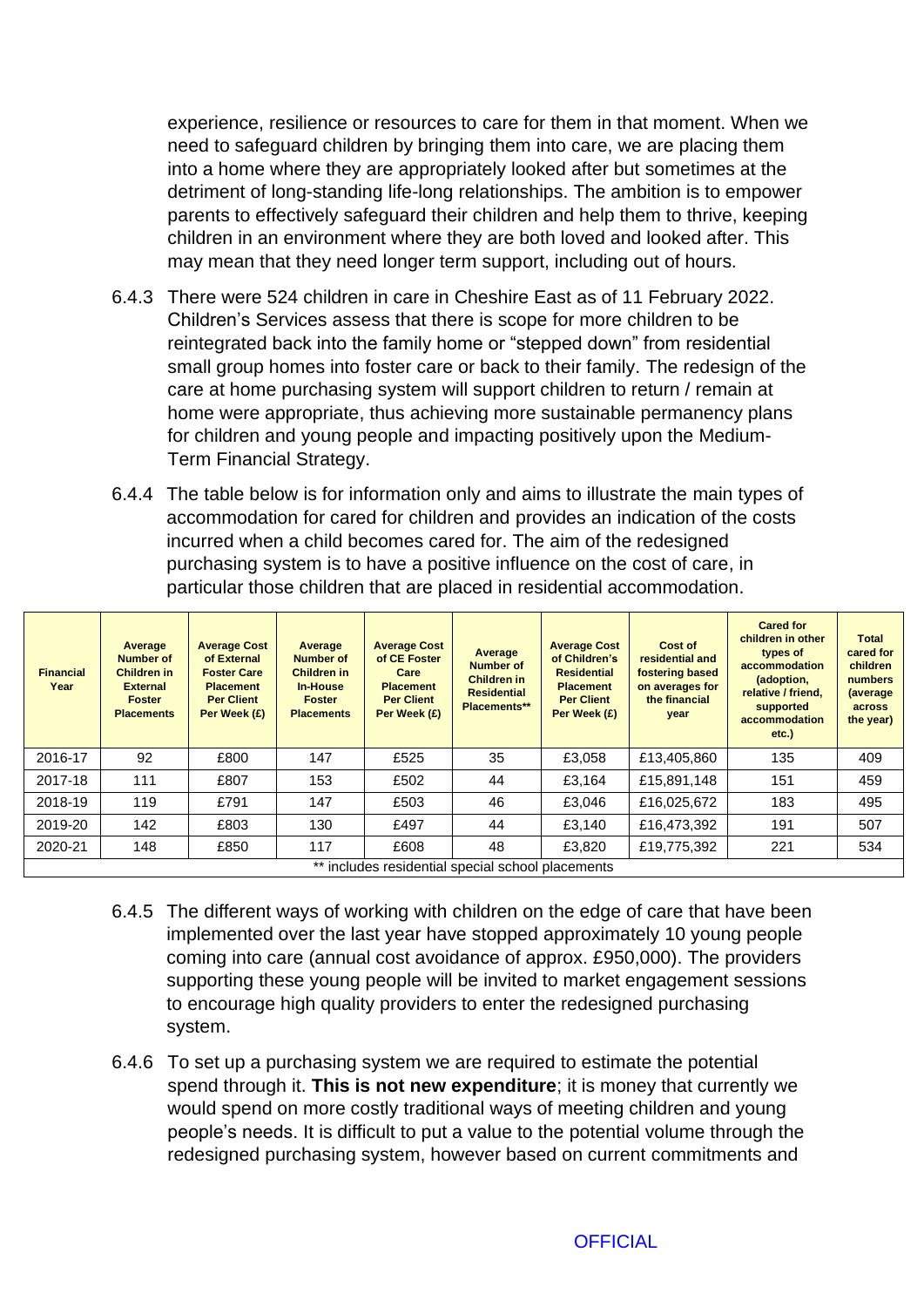experience, resilience or resources to care for them in that moment. When we need to safeguard children by bringing them into care, we are placing them into a home where they are appropriately looked after but sometimes at the detriment of long-standing life-long relationships. The ambition is to empower parents to effectively safeguard their children and help them to thrive, keeping children in an environment where they are both loved and looked after. This may mean that they need longer term support, including out of hours.

6.4.3 There were 524 children in care in Cheshire East as of 11 February 2022. Children's Services assess that there is scope for more children to be reintegrated back into the family home or "stepped down" from residential small group homes into foster care or back to their family. The redesign of the care at home purchasing system will support children to return / remain at home were appropriate, thus achieving more sustainable permanency plans for children and young people and impacting positively upon the Medium-Term Financial Strategy.

6.4.4 The table below is for information only and aims to illustrate the main types of accommodation for cared for children and provides an indication of the costs incurred when a child becomes cared for. The aim of the redesigned purchasing system is to have a positive influence on the cost of care, in particular those children that are placed in residential accommodation.

| Financial Year | Average Number of Children in External Foster Placements | Average Cost of External Foster Care Placement Per Client Per Week (£) | Average Number of Children in In-House Foster Placements | Average Cost of CE Foster Care Placement Per Client Per Week (£) | Average Number of Children in Residential Placements** | Average Cost of Children's Residential Placement Per Client Per Week (£) | Cost of residential and fostering based on averages for the financial year | Cared for children in other types of accommodation (adoption, relative / friend, supported accommodation etc.) | Total cared for children numbers (average across the year) |
|---|---|---|---|---|---|---|---|---|---|
| 2016-17 | 92 | £800 | 147 | £525 | 35 | £3,058 | £13,405,860 | 135 | 409 |
| 2017-18 | 111 | £807 | 153 | £502 | 44 | £3,164 | £15,891,148 | 151 | 459 |
| 2018-19 | 119 | £791 | 147 | £503 | 46 | £3,046 | £16,025,672 | 183 | 495 |
| 2019-20 | 142 | £803 | 130 | £497 | 44 | £3,140 | £16,473,392 | 191 | 507 |
| 2020-21 | 148 | £850 | 117 | £608 | 48 | £3,820 | £19,775,392 | 221 | 534 |

** includes residential special school placements

6.4.5 The different ways of working with children on the edge of care that have been implemented over the last year have stopped approximately 10 young people coming into care (annual cost avoidance of approx. £950,000). The providers supporting these young people will be invited to market engagement sessions to encourage high quality providers to enter the redesigned purchasing system.

6.4.6 To set up a purchasing system we are required to estimate the potential spend through it. **This is not new expenditure**; it is money that currently we would spend on more costly traditional ways of meeting children and young people's needs. It is difficult to put a value to the potential volume through the redesigned purchasing system, however based on current commitments and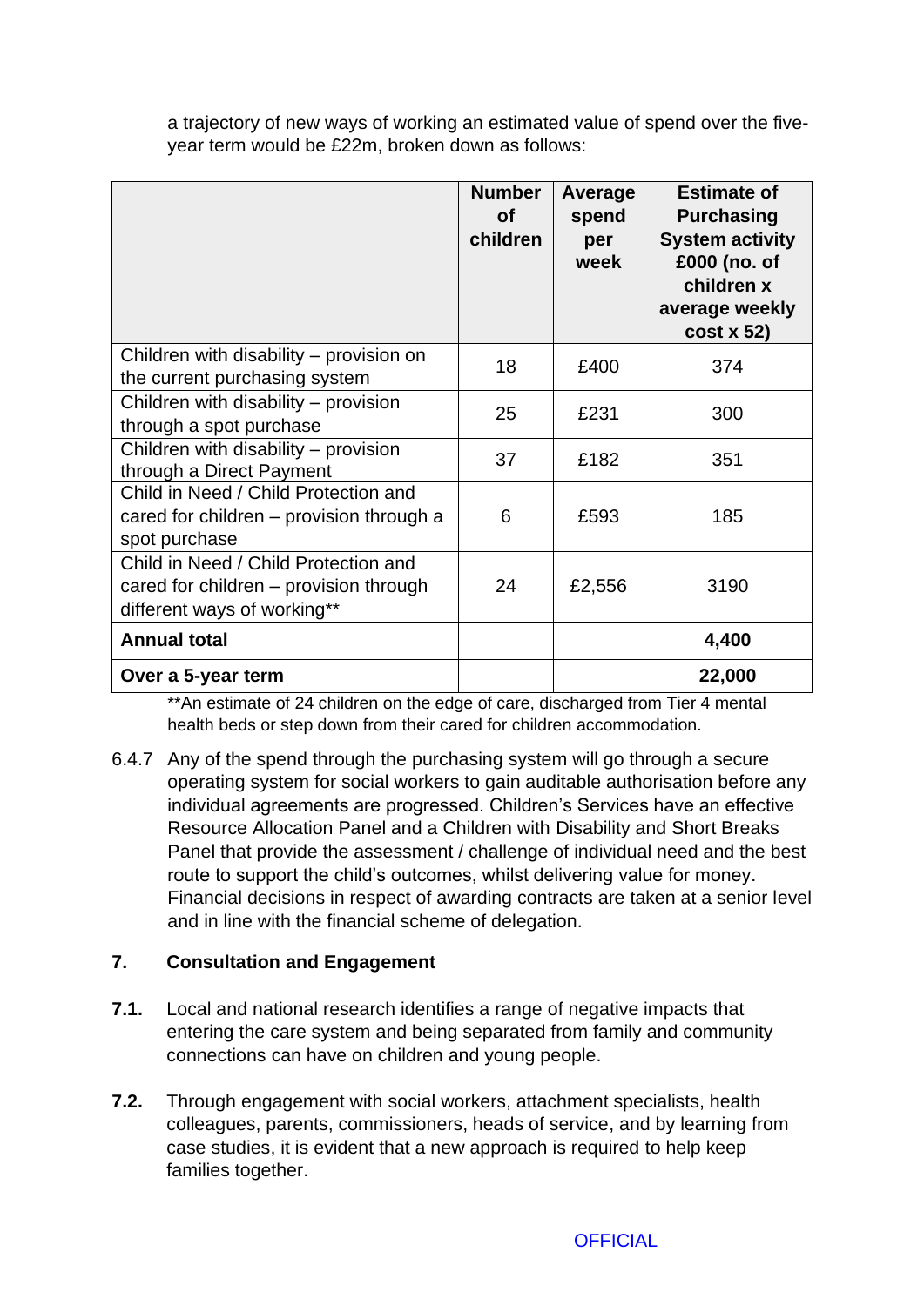a trajectory of new ways of working an estimated value of spend over the five-year term would be £22m, broken down as follows:

| | Number of children | Average spend per week | Estimate of Purchasing System activity £000 (no. of children x average weekly cost x 52) |
|---|---|---|---|
| Children with disability – provision on the current purchasing system | 18 | £400 | 374 |
| Children with disability – provision through a spot purchase | 25 | £231 | 300 |
| Children with disability – provision through a Direct Payment | 37 | £182 | 351 |
| Child in Need / Child Protection and cared for children – provision through a spot purchase | 6 | £593 | 185 |
| Child in Need / Child Protection and cared for children – provision through different ways of working** | 24 | £2,556 | 3190 |
| **Annual total** | | | **4,400** |
| **Over a 5-year term** | | | **22,000** |

**An estimate of 24 children on the edge of care, discharged from Tier 4 mental health beds or step down from their cared for children accommodation.

6.4.7 Any of the spend through the purchasing system will go through a secure operating system for social workers to gain auditable authorisation before any individual agreements are progressed. Children's Services have an effective Resource Allocation Panel and a Children with Disability and Short Breaks Panel that provide the assessment / challenge of individual need and the best route to support the child's outcomes, whilst delivering value for money. Financial decisions in respect of awarding contracts are taken at a senior level and in line with the financial scheme of delegation.

## 7. Consultation and Engagement

**7.1.** Local and national research identifies a range of negative impacts that entering the care system and being separated from family and community connections can have on children and young people.

**7.2.** Through engagement with social workers, attachment specialists, health colleagues, parents, commissioners, heads of service, and by learning from case studies, it is evident that a new approach is required to help keep families together.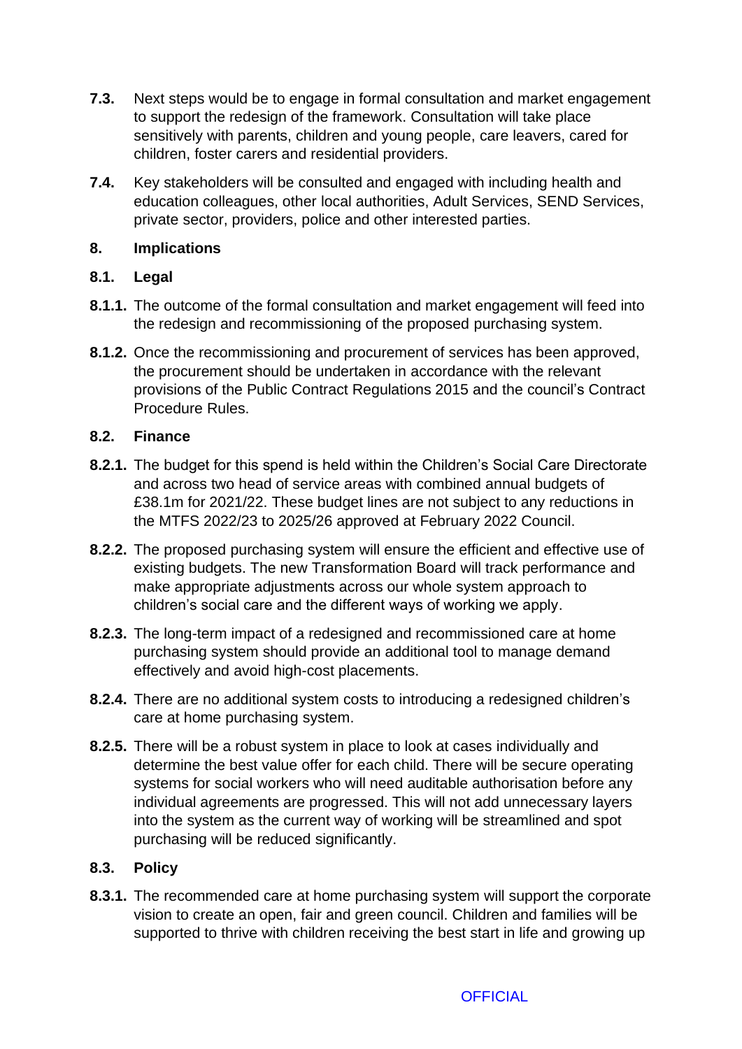**7.3.** Next steps would be to engage in formal consultation and market engagement to support the redesign of the framework. Consultation will take place sensitively with parents, children and young people, care leavers, cared for children, foster carers and residential providers.

**7.4.** Key stakeholders will be consulted and engaged with including health and education colleagues, other local authorities, Adult Services, SEND Services, private sector, providers, police and other interested parties.

## 8. Implications

### 8.1. Legal

**8.1.1.** The outcome of the formal consultation and market engagement will feed into the redesign and recommissioning of the proposed purchasing system.

**8.1.2.** Once the recommissioning and procurement of services has been approved, the procurement should be undertaken in accordance with the relevant provisions of the Public Contract Regulations 2015 and the council's Contract Procedure Rules.

### 8.2. Finance

**8.2.1.** The budget for this spend is held within the Children's Social Care Directorate and across two head of service areas with combined annual budgets of £38.1m for 2021/22. These budget lines are not subject to any reductions in the MTFS 2022/23 to 2025/26 approved at February 2022 Council.

**8.2.2.** The proposed purchasing system will ensure the efficient and effective use of existing budgets. The new Transformation Board will track performance and make appropriate adjustments across our whole system approach to children's social care and the different ways of working we apply.

**8.2.3.** The long-term impact of a redesigned and recommissioned care at home purchasing system should provide an additional tool to manage demand effectively and avoid high-cost placements.

**8.2.4.** There are no additional system costs to introducing a redesigned children's care at home purchasing system.

**8.2.5.** There will be a robust system in place to look at cases individually and determine the best value offer for each child. There will be secure operating systems for social workers who will need auditable authorisation before any individual agreements are progressed. This will not add unnecessary layers into the system as the current way of working will be streamlined and spot purchasing will be reduced significantly.

### 8.3. Policy

**8.3.1.** The recommended care at home purchasing system will support the corporate vision to create an open, fair and green council. Children and families will be supported to thrive with children receiving the best start in life and growing up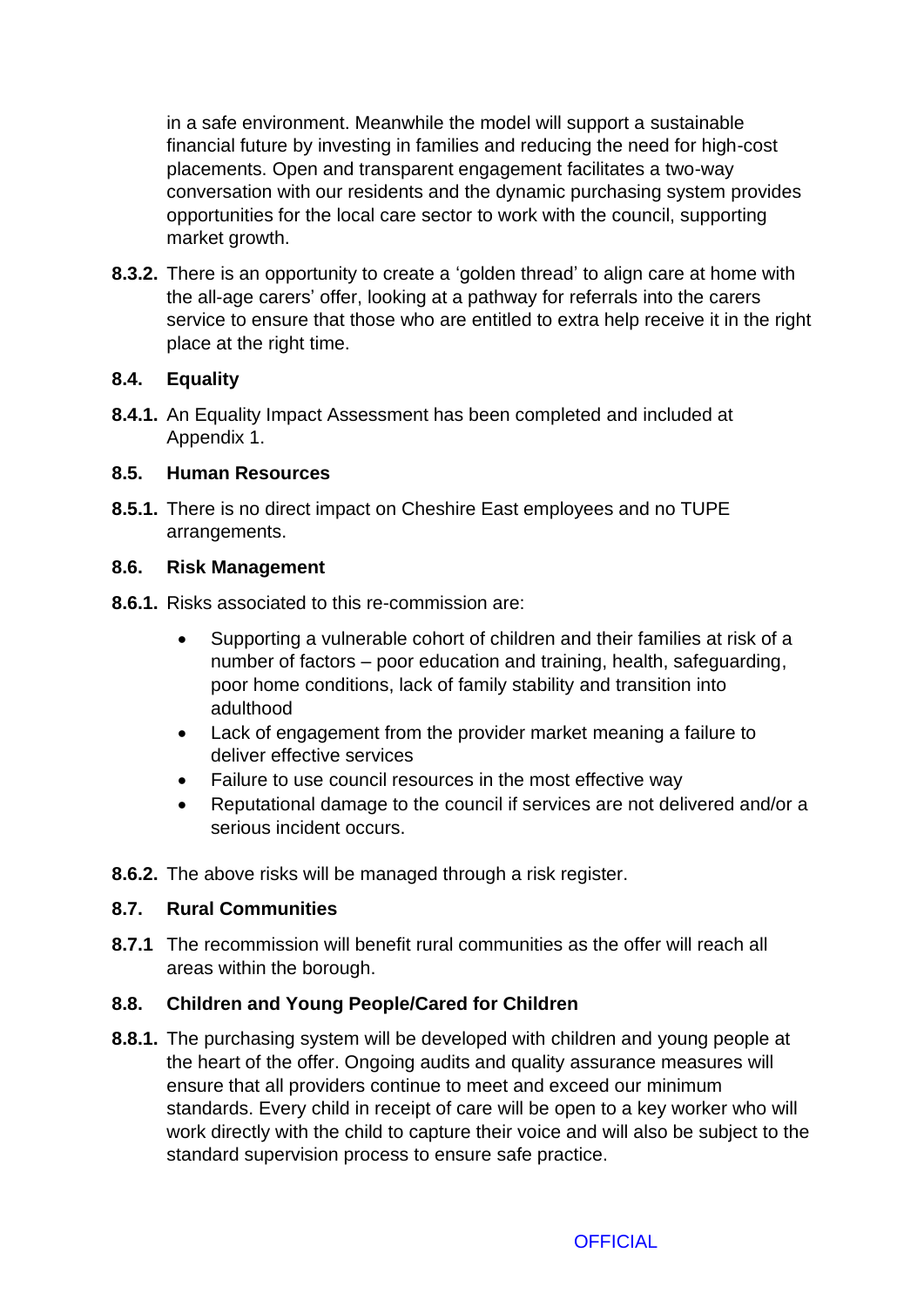in a safe environment. Meanwhile the model will support a sustainable financial future by investing in families and reducing the need for high-cost placements. Open and transparent engagement facilitates a two-way conversation with our residents and the dynamic purchasing system provides opportunities for the local care sector to work with the council, supporting market growth.

**8.3.2.** There is an opportunity to create a 'golden thread' to align care at home with the all-age carers' offer, looking at a pathway for referrals into the carers service to ensure that those who are entitled to extra help receive it in the right place at the right time.

### 8.4. Equality

**8.4.1.** An Equality Impact Assessment has been completed and included at Appendix 1.

### 8.5. Human Resources

**8.5.1.** There is no direct impact on Cheshire East employees and no TUPE arrangements.

### 8.6. Risk Management

**8.6.1.** Risks associated to this re-commission are:

- Supporting a vulnerable cohort of children and their families at risk of a number of factors – poor education and training, health, safeguarding, poor home conditions, lack of family stability and transition into adulthood
- Lack of engagement from the provider market meaning a failure to deliver effective services
- Failure to use council resources in the most effective way
- Reputational damage to the council if services are not delivered and/or a serious incident occurs.

**8.6.2.** The above risks will be managed through a risk register.

### 8.7. Rural Communities

**8.7.1** The recommission will benefit rural communities as the offer will reach all areas within the borough.

### 8.8. Children and Young People/Cared for Children

**8.8.1.** The purchasing system will be developed with children and young people at the heart of the offer. Ongoing audits and quality assurance measures will ensure that all providers continue to meet and exceed our minimum standards. Every child in receipt of care will be open to a key worker who will work directly with the child to capture their voice and will also be subject to the standard supervision process to ensure safe practice.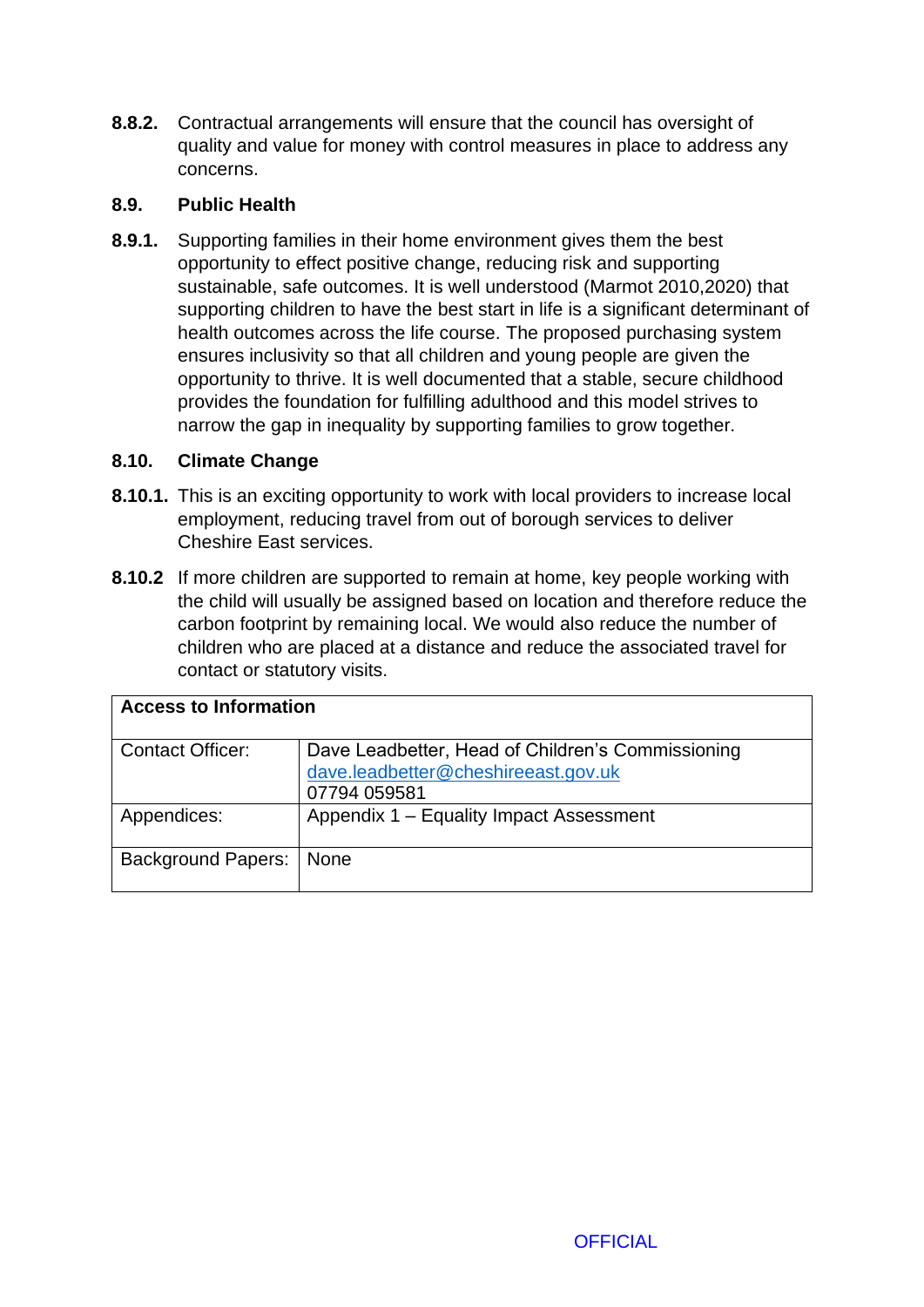**8.8.2.** Contractual arrangements will ensure that the council has oversight of quality and value for money with control measures in place to address any concerns.

### 8.9. Public Health

**8.9.1.** Supporting families in their home environment gives them the best opportunity to effect positive change, reducing risk and supporting sustainable, safe outcomes. It is well understood (Marmot 2010,2020) that supporting children to have the best start in life is a significant determinant of health outcomes across the life course. The proposed purchasing system ensures inclusivity so that all children and young people are given the opportunity to thrive. It is well documented that a stable, secure childhood provides the foundation for fulfilling adulthood and this model strives to narrow the gap in inequality by supporting families to grow together.

### 8.10. Climate Change

**8.10.1.** This is an exciting opportunity to work with local providers to increase local employment, reducing travel from out of borough services to deliver Cheshire East services.

**8.10.2** If more children are supported to remain at home, key people working with the child will usually be assigned based on location and therefore reduce the carbon footprint by remaining local. We would also reduce the number of children who are placed at a distance and reduce the associated travel for contact or statutory visits.

| **Access to Information** | |
|---|---|
| Contact Officer: | Dave Leadbetter, Head of Children's Commissioning<br>dave.leadbetter@cheshireeast.gov.uk<br>07794 059581 |
| Appendices: | Appendix 1 – Equality Impact Assessment |
| Background Papers: | None |